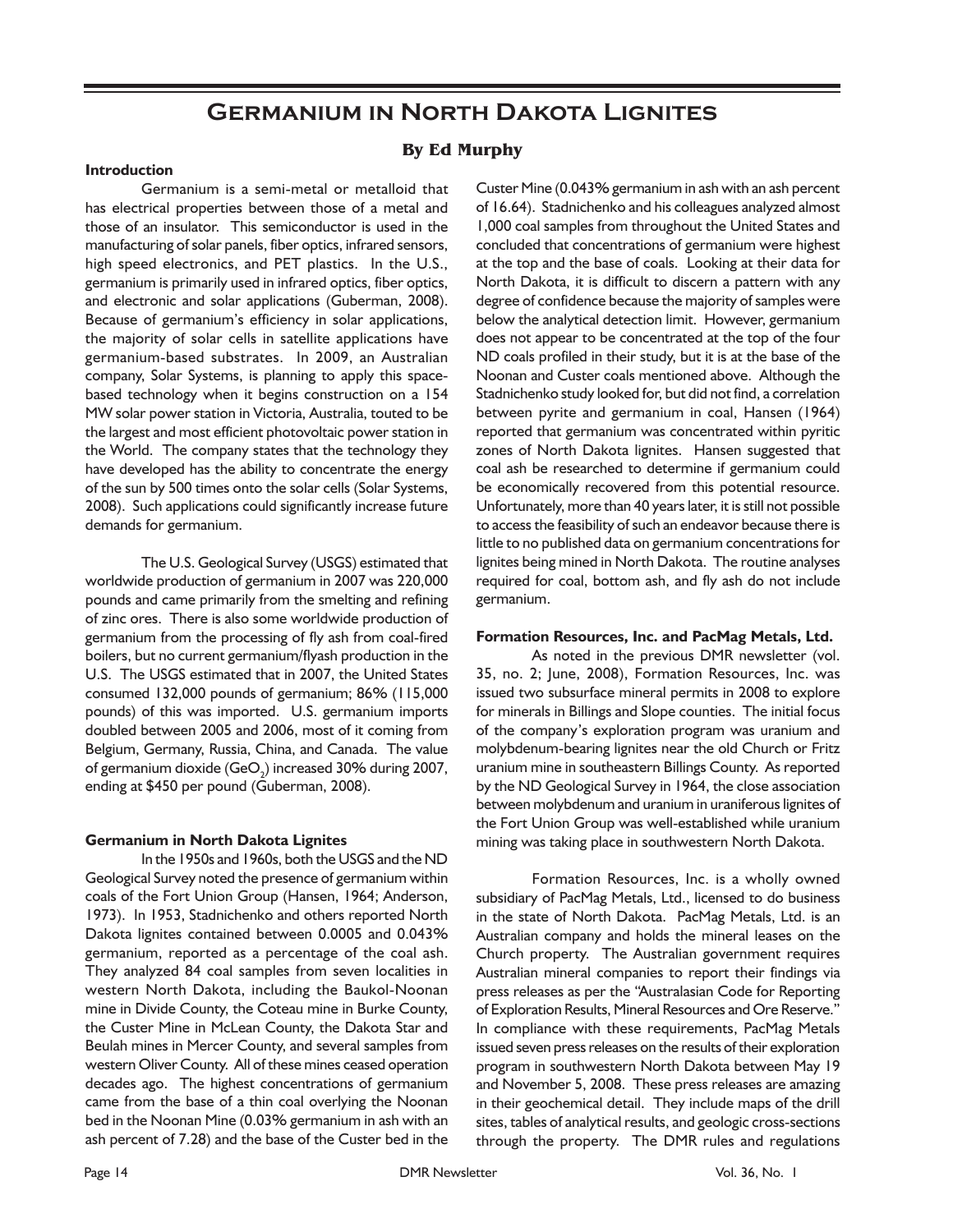# Germanium in North Dakota Lignites

### By Ed Murphy

**Introduction**

Germanium is a semi-metal or metalloid that has electrical properties between those of a metal and those of an insulator. This semiconductor is used in the manufacturing of solar panels, fiber optics, infrared sensors, high speed electronics, and PET plastics. In the U.S., germanium is primarily used in infrared optics, fiber optics, and electronic and solar applications (Guberman, 2008). Because of germanium's efficiency in solar applications, the majority of solar cells in satellite applications have germanium-based substrates. In 2009, an Australian company, Solar Systems, is planning to apply this space-based technology when it begins construction on a 154 MW solar power station in Victoria, Australia, touted to be the largest and most efficient photovoltaic power station in the World. The company states that the technology they have developed has the ability to concentrate the energy of the sun by 500 times onto the solar cells (Solar Systems, 2008). Such applications could significantly increase future demands for germanium.

The U.S. Geological Survey (USGS) estimated that worldwide production of germanium in 2007 was 220,000 pounds and came primarily from the smelting and refining of zinc ores. There is also some worldwide production of germanium from the processing of fly ash from coal-fired boilers, but no current germanium/flyash production in the U.S. The USGS estimated that in 2007, the United States consumed 132,000 pounds of germanium; 86% (115,000 pounds) of this was imported. U.S. germanium imports doubled between 2005 and 2006, most of it coming from Belgium, Germany, Russia, China, and Canada. The value of germanium dioxide ($GeO_2$) increased 30% during 2007, ending at $450 per pound (Guberman, 2008).

**Germanium in North Dakota Lignites**

In the 1950s and 1960s, both the USGS and the ND Geological Survey noted the presence of germanium within coals of the Fort Union Group (Hansen, 1964; Anderson, 1973). In 1953, Stadnichenko and others reported North Dakota lignites contained between 0.0005 and 0.043% germanium, reported as a percentage of the coal ash. They analyzed 84 coal samples from seven localities in western North Dakota, including the Baukol-Noonan mine in Divide County, the Coteau mine in Burke County, the Custer Mine in McLean County, the Dakota Star and Beulah mines in Mercer County, and several samples from western Oliver County. All of these mines ceased operation decades ago. The highest concentrations of germanium came from the base of a thin coal overlying the Noonan bed in the Noonan Mine (0.03% germanium in ash with an ash percent of 7.28) and the base of the Custer bed in the Custer Mine (0.043% germanium in ash with an ash percent of 16.64). Stadnichenko and his colleagues analyzed almost 1,000 coal samples from throughout the United States and concluded that concentrations of germanium were highest at the top and the base of coals. Looking at their data for North Dakota, it is difficult to discern a pattern with any degree of confidence because the majority of samples were below the analytical detection limit. However, germanium does not appear to be concentrated at the top of the four ND coals profiled in their study, but it is at the base of the Noonan and Custer coals mentioned above. Although the Stadnichenko study looked for, but did not find, a correlation between pyrite and germanium in coal, Hansen (1964) reported that germanium was concentrated within pyritic zones of North Dakota lignites. Hansen suggested that coal ash be researched to determine if germanium could be economically recovered from this potential resource. Unfortunately, more than 40 years later, it is still not possible to access the feasibility of such an endeavor because there is little to no published data on germanium concentrations for lignites being mined in North Dakota. The routine analyses required for coal, bottom ash, and fly ash do not include germanium.

**Formation Resources, Inc. and PacMag Metals, Ltd.**

As noted in the previous DMR newsletter (vol. 35, no. 2; June, 2008), Formation Resources, Inc. was issued two subsurface mineral permits in 2008 to explore for minerals in Billings and Slope counties. The initial focus of the company's exploration program was uranium and molybdenum-bearing lignites near the old Church or Fritz uranium mine in southeastern Billings County. As reported by the ND Geological Survey in 1964, the close association between molybdenum and uranium in uraniferous lignites of the Fort Union Group was well-established while uranium mining was taking place in southwestern North Dakota.

Formation Resources, Inc. is a wholly owned subsidiary of PacMag Metals, Ltd., licensed to do business in the state of North Dakota. PacMag Metals, Ltd. is an Australian company and holds the mineral leases on the Church property. The Australian government requires Australian mineral companies to report their findings via press releases as per the "Australasian Code for Reporting of Exploration Results, Mineral Resources and Ore Reserve." In compliance with these requirements, PacMag Metals issued seven press releases on the results of their exploration program in southwestern North Dakota between May 19 and November 5, 2008. These press releases are amazing in their geochemical detail. They include maps of the drill sites, tables of analytical results, and geologic cross-sections through the property. The DMR rules and regulations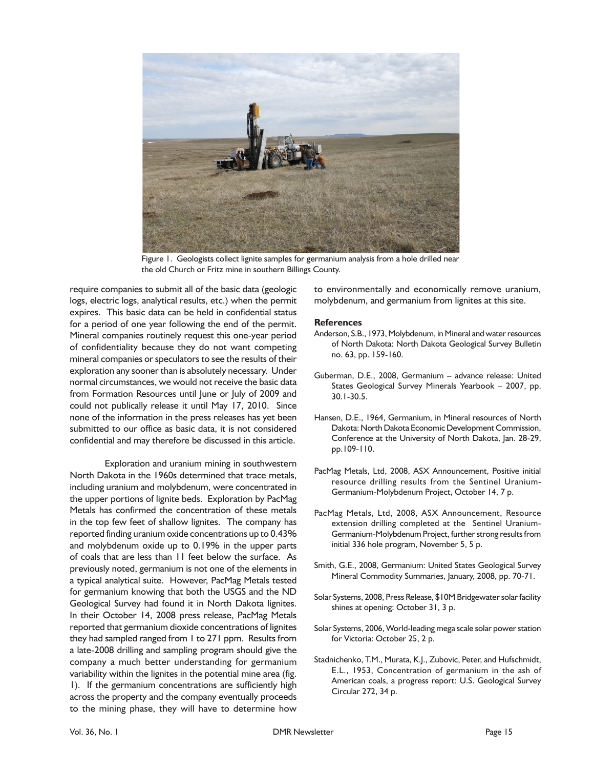Figure 1. Geologists collect lignite samples for germanium analysis from a hole drilled near the old Church or Fritz mine in southern Billings County.

require companies to submit all of the basic data (geologic logs, electric logs, analytical results, etc.) when the permit expires. This basic data can be held in confidential status for a period of one year following the end of the permit. Mineral companies routinely request this one-year period of confidentiality because they do not want competing mineral companies or speculators to see the results of their exploration any sooner than is absolutely necessary. Under normal circumstances, we would not receive the basic data from Formation Resources until June or July of 2009 and could not publically release it until May 17, 2010. Since none of the information in the press releases has yet been submitted to our office as basic data, it is not considered confidential and may therefore be discussed in this article.

Exploration and uranium mining in southwestern North Dakota in the 1960s determined that trace metals, including uranium and molybdenum, were concentrated in the upper portions of lignite beds. Exploration by PacMag Metals has confirmed the concentration of these metals in the top few feet of shallow lignites. The company has reported finding uranium oxide concentrations up to 0.43% and molybdenum oxide up to 0.19% in the upper parts of coals that are less than 11 feet below the surface. As previously noted, germanium is not one of the elements in a typical analytical suite. However, PacMag Metals tested for germanium knowing that both the USGS and the ND Geological Survey had found it in North Dakota lignites. In their October 14, 2008 press release, PacMag Metals reported that germanium dioxide concentrations of lignites they had sampled ranged from 1 to 271 ppm. Results from a late-2008 drilling and sampling program should give the company a much better understanding for germanium variability within the lignites in the potential mine area (fig. 1). If the germanium concentrations are sufficiently high across the property and the company eventually proceeds to the mining phase, they will have to determine how to environmentally and economically remove uranium, molybdenum, and germanium from lignites at this site.

### References

Anderson, S.B., 1973, Molybdenum, in Mineral and water resources of North Dakota: North Dakota Geological Survey Bulletin no. 63, pp. 159-160.

Guberman, D.E., 2008, Germanium – advance release: United States Geological Survey Minerals Yearbook – 2007, pp. 30.1-30.5.

Hansen, D.E., 1964, Germanium, in Mineral resources of North Dakota: North Dakota Economic Development Commission, Conference at the University of North Dakota, Jan. 28-29, pp.109-110.

PacMag Metals, Ltd, 2008, ASX Announcement, Positive initial resource drilling results from the Sentinel Uranium-Germanium-Molybdenum Project, October 14, 7 p.

PacMag Metals, Ltd, 2008, ASX Announcement, Resource extension drilling completed at the Sentinel Uranium-Germanium-Molybdenum Project, further strong results from initial 336 hole program, November 5, 5 p.

Smith, G.E., 2008, Germanium: United States Geological Survey Mineral Commodity Summaries, January, 2008, pp. 70-71.

Solar Systems, 2008, Press Release, $10M Bridgewater solar facility shines at opening: October 31, 3 p.

Solar Systems, 2006, World-leading mega scale solar power station for Victoria: October 25, 2 p.

Stadnichenko, T.M., Murata, K.J., Zubovic, Peter, and Hufschmidt, E.L., 1953, Concentration of germanium in the ash of American coals, a progress report: U.S. Geological Survey Circular 272, 34 p.